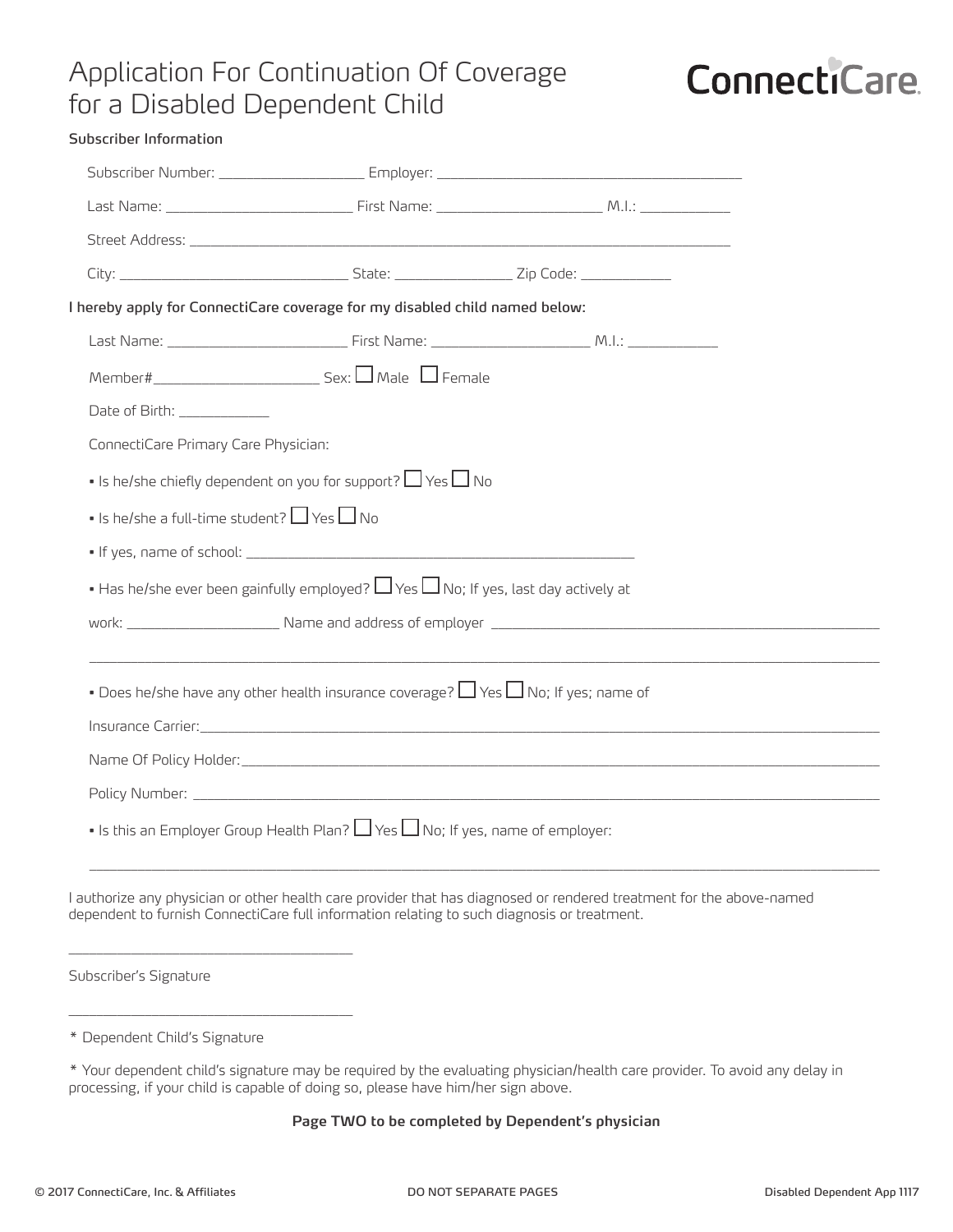# Application For Continuation Of Coverage for a Disabled Dependent Child

**ConnectiCare**

Subscriber Information

Subscriber Number: __________________ Employer: ________________________________________

Last Name: ________________________ First Name: _____________________ M.I.: ___________

Street Address: ________________________________________________________________________

City: ______________________________ State: _______________ Zip Code: ___________

I hereby apply for ConnectiCare coverage for my disabled child named below:

Last Name: _______________________ First Name: ____________________ M.I.: ___________

Member#_____________________ Sex: ☐ Male ☐ Female

Date of Birth: ___________

ConnectiCare Primary Care Physician:

- Is he/she chiefly dependent on you for support? ☐ Yes ☐ No
- Is he/she a full-time student? ☐ Yes ☐ No
- If yes, name of school: ____________________________________________________
- Has he/she ever been gainfully employed? ☐ Yes ☐ No; If yes, last day actively at

work: ___________________ Name and address of employer ______________________________________________

_____________________________________________________________________________________________

- Does he/she have any other health insurance coverage? ☐ Yes ☐ No; If yes; name of

Insurance Carrier:____________________________________________________________________________

Name Of Policy Holder:________________________________________________________________________

Policy Number: _______________________________________________________________________________

- Is this an Employer Group Health Plan? ☐ Yes ☐ No; If yes, name of employer:

_____________________________________________________________________________________________

I authorize any physician or other health care provider that has diagnosed or rendered treatment for the above-named dependent to furnish ConnectiCare full information relating to such diagnosis or treatment.

____________________________________

Subscriber's Signature

____________________________________

* Dependent Child's Signature

* Your dependent child's signature may be required by the evaluating physician/health care provider. To avoid any delay in processing, if your child is capable of doing so, please have him/her sign above.

**Page TWO to be completed by Dependent's physician**

© 2017 ConnectiCare, Inc. & Affiliates — DO NOT SEPARATE PAGES — Disabled Dependent App 1117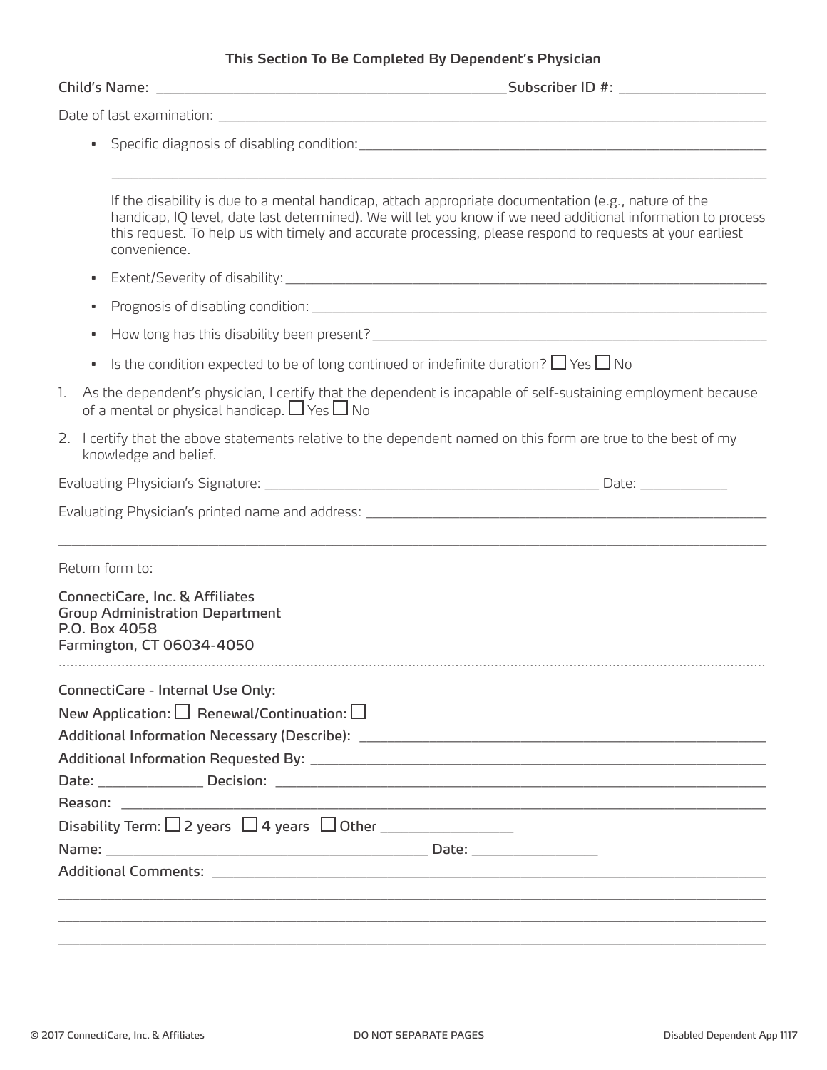### This Section To Be Completed By Dependent's Physician

**Child's Name:** ______________________________ **Subscriber ID #:** ____________________

Date of last examination: ______________________________

- Specific diagnosis of disabling condition: ______________________________

  ______________________________

  If the disability is due to a mental handicap, attach appropriate documentation (e.g., nature of the handicap, IQ level, date last determined). We will let you know if we need additional information to process this request. To help us with timely and accurate processing, please respond to requests at your earliest convenience.

- Extent/Severity of disability: ______________________________
- Prognosis of disabling condition: ______________________________
- How long has this disability been present? ______________________________
- Is the condition expected to be of long continued or indefinite duration? ☐ Yes ☐ No

1. As the dependent's physician, I certify that the dependent is incapable of self-sustaining employment because of a mental or physical handicap. ☐ Yes ☐ No
2. I certify that the above statements relative to the dependent named on this form are true to the best of my knowledge and belief.

Evaluating Physician's Signature: ______________________________ Date: ____________

Evaluating Physician's printed name and address: ______________________________

______________________________

Return form to:

**ConnectiCare, Inc. & Affiliates**
**Group Administration Department**
**P.O. Box 4058**
**Farmington, CT 06034-4050**

---

**ConnectiCare - Internal Use Only:**

**New Application:** ☐ **Renewal/Continuation:** ☐

**Additional Information Necessary (Describe):** ______________________________

**Additional Information Requested By:** ______________________________

**Date:** ______________ **Decision:** ______________________________

**Reason:** ______________________________

**Disability Term:** ☐ **2 years** ☐ **4 years** ☐ **Other** _________________

**Name:** ______________________________ **Date:** _________________

**Additional Comments:** ______________________________

______________________________

______________________________

______________________________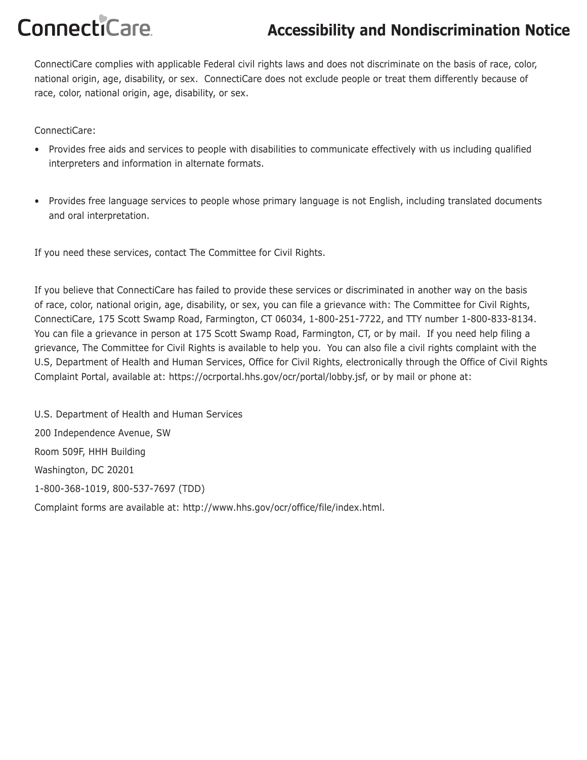ConnectiCare

# Accessibility and Nondiscrimination Notice

ConnectiCare complies with applicable Federal civil rights laws and does not discriminate on the basis of race, color, national origin, age, disability, or sex. ConnectiCare does not exclude people or treat them differently because of race, color, national origin, age, disability, or sex.

ConnectiCare:

- Provides free aids and services to people with disabilities to communicate effectively with us including qualified interpreters and information in alternate formats.

- Provides free language services to people whose primary language is not English, including translated documents and oral interpretation.

If you need these services, contact The Committee for Civil Rights.

If you believe that ConnectiCare has failed to provide these services or discriminated in another way on the basis of race, color, national origin, age, disability, or sex, you can file a grievance with: The Committee for Civil Rights, ConnectiCare, 175 Scott Swamp Road, Farmington, CT 06034, 1-800-251-7722, and TTY number 1-800-833-8134. You can file a grievance in person at 175 Scott Swamp Road, Farmington, CT, or by mail. If you need help filing a grievance, The Committee for Civil Rights is available to help you. You can also file a civil rights complaint with the U.S, Department of Health and Human Services, Office for Civil Rights, electronically through the Office of Civil Rights Complaint Portal, available at: https://ocrportal.hhs.gov/ocr/portal/lobby.jsf, or by mail or phone at:

U.S. Department of Health and Human Services

200 Independence Avenue, SW

Room 509F, HHH Building

Washington, DC 20201

1-800-368-1019, 800-537-7697 (TDD)

Complaint forms are available at: http://www.hhs.gov/ocr/office/file/index.html.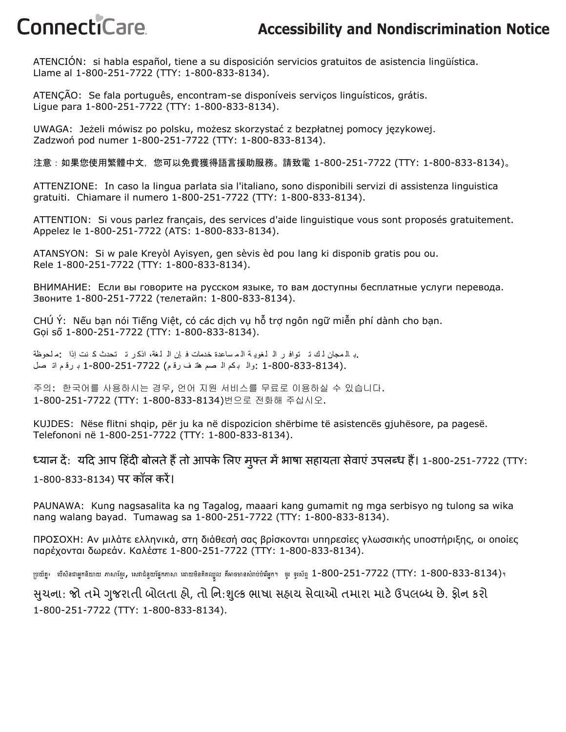ConnectiCare

# Accessibility and Nondiscrimination Notice

ATENCIÓN: si habla español, tiene a su disposición servicios gratuitos de asistencia lingüística. Llame al 1-800-251-7722 (TTY: 1-800-833-8134).

ATENÇÃO: Se fala português, encontram-se disponíveis serviços linguísticos, grátis. Ligue para 1-800-251-7722 (TTY: 1-800-833-8134).

UWAGA: Jeżeli mówisz po polsku, możesz skorzystać z bezpłatnej pomocy językowej. Zadzwoń pod numer 1-800-251-7722 (TTY: 1-800-833-8134).

注意：如果您使用繁體中文，您可以免費獲得語言援助服務。請致電 1-800-251-7722 (TTY: 1-800-833-8134)。

ATTENZIONE: In caso la lingua parlata sia l'italiano, sono disponibili servizi di assistenza linguistica gratuiti. Chiamare il numero 1-800-251-7722 (TTY: 1-800-833-8134).

ATTENTION: Si vous parlez français, des services d'aide linguistique vous sont proposés gratuitement. Appelez le 1-800-251-7722 (ATS: 1-800-833-8134).

ATANSYON: Si w pale Kreyòl Ayisyen, gen sèvis èd pou lang ki disponib gratis pou ou. Rele 1-800-251-7722 (TTY: 1-800-833-8134).

ВНИМАНИЕ: Если вы говорите на русском языке, то вам доступны бесплатные услуги перевода. Звоните 1-800-251-7722 (телетайп: 1-800-833-8134).

CHÚ Ý: Nếu bạn nói Tiếng Việt, có các dịch vụ hỗ trợ ngôn ngữ miễn phí dành cho bạn. Gọi số 1-800-251-7722 (TTY: 1-800-833-8134).

ملحوظة: إذا كنت تتحدث اذكر اللغة، فإن خدمات المساعدة اللغوية تتوافر لك بالمجان. اتصل برقم 1-800-251-7722 (رقم هاتف الصم والبكم: 1-800-833-8134).

주의: 한국어를 사용하시는 경우, 언어 지원 서비스를 무료로 이용하실 수 있습니다. 1-800-251-7722 (TTY: 1-800-833-8134)번으로 전화해 주십시오.

KUJDES: Nëse flitni shqip, për ju ka në dispozicion shërbime të asistencës gjuhësore, pa pagesë. Telefononi në 1-800-251-7722 (TTY: 1-800-833-8134).

ध्यान दें: यदि आप हिंदी बोलते हैं तो आपके लिए मुफ्त में भाषा सहायता सेवाएं उपलब्ध हैं। 1-800-251-7722 (TTY: 1-800-833-8134) पर कॉल करें।

PAUNAWA: Kung nagsasalita ka ng Tagalog, maaari kang gumamit ng mga serbisyo ng tulong sa wika nang walang bayad. Tumawag sa 1-800-251-7722 (TTY: 1-800-833-8134).

ΠΡΟΣΟΧΗ: Αν μιλάτε ελληνικά, στη διάθεσή σας βρίσκονται υπηρεσίες γλωσσικής υποστήριξης, οι οποίες παρέχονται δωρεάν. Καλέστε 1-800-251-7722 (TTY: 1-800-833-8134).

ប្រយ័ត្ន៖ បើសិនជាអ្នកនិយាយ ភាសាខ្មែរ, សេវាជំនួយផ្នែកភាសា ដោយមិនគិតឈ្នួល គឺអាចមានសំរាប់បំរើអ្នក។ ចូរ ទូរស័ព្ទ 1-800-251-7722 (TTY: 1-800-833-8134)។

સુચના: જો તમે ગુજરાતી બોલતા હો, તો નિ:શુલ્ક ભાષા સહાય સેવાઓ તમારા માટે ઉપલબ્ધ છે. ફોન કરો 1-800-251-7722 (TTY: 1-800-833-8134).